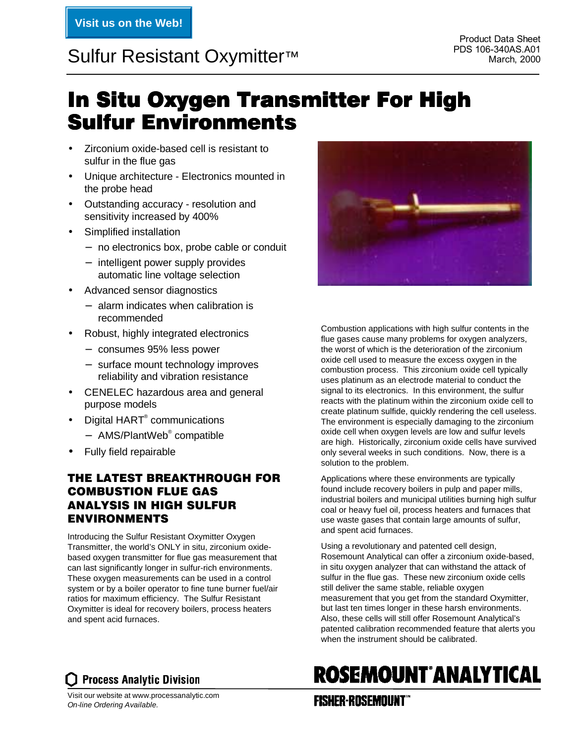Visit us on the Web!

# Sulfur Resistant Oxymitter™

Product Data Sheet
PDS 106-340AS.A01
March, 2000

# In Situ Oxygen Transmitter For High Sulfur Environments

- Zirconium oxide-based cell is resistant to sulfur in the flue gas
- Unique architecture - Electronics mounted in the probe head
- Outstanding accuracy - resolution and sensitivity increased by 400%
- Simplified installation
  - no electronics box, probe cable or conduit
  - intelligent power supply provides automatic line voltage selection
- Advanced sensor diagnostics
  - alarm indicates when calibration is recommended
- Robust, highly integrated electronics
  - consumes 95% less power
  - surface mount technology improves reliability and vibration resistance
- CENELEC hazardous area and general purpose models
- Digital HART® communications
  - AMS/PlantWeb® compatible
- Fully field repairable

## THE LATEST BREAKTHROUGH FOR COMBUSTION FLUE GAS ANALYSIS IN HIGH SULFUR ENVIRONMENTS

Introducing the Sulfur Resistant Oxymitter Oxygen Transmitter, the world's ONLY in situ, zirconium oxide-based oxygen transmitter for flue gas measurement that can last significantly longer in sulfur-rich environments. These oxygen measurements can be used in a control system or by a boiler operator to fine tune burner fuel/air ratios for maximum efficiency. The Sulfur Resistant Oxymitter is ideal for recovery boilers, process heaters and spent acid furnaces.

Combustion applications with high sulfur contents in the flue gases cause many problems for oxygen analyzers, the worst of which is the deterioration of the zirconium oxide cell used to measure the excess oxygen in the combustion process. This zirconium oxide cell typically uses platinum as an electrode material to conduct the signal to its electronics. In this environment, the sulfur reacts with the platinum within the zirconium oxide cell to create platinum sulfide, quickly rendering the cell useless. The environment is especially damaging to the zirconium oxide cell when oxygen levels are low and sulfur levels are high. Historically, zirconium oxide cells have survived only several weeks in such conditions. Now, there is a solution to the problem.

Applications where these environments are typically found include recovery boilers in pulp and paper mills, industrial boilers and municipal utilities burning high sulfur coal or heavy fuel oil, process heaters and furnaces that use waste gases that contain large amounts of sulfur, and spent acid furnaces.

Using a revolutionary and patented cell design, Rosemount Analytical can offer a zirconium oxide-based, in situ oxygen analyzer that can withstand the attack of sulfur in the flue gas. These new zirconium oxide cells still deliver the same stable, reliable oxygen measurement that you get from the standard Oxymitter, but last ten times longer in these harsh environments. Also, these cells will still offer Rosemount Analytical's patented calibration recommended feature that alerts you when the instrument should be calibrated.

Process Analytic Division

Visit our website at www.processanalytic.com
*On-line Ordering Available.*

ROSEMOUNT® ANALYTICAL

FISHER-ROSEMOUNT™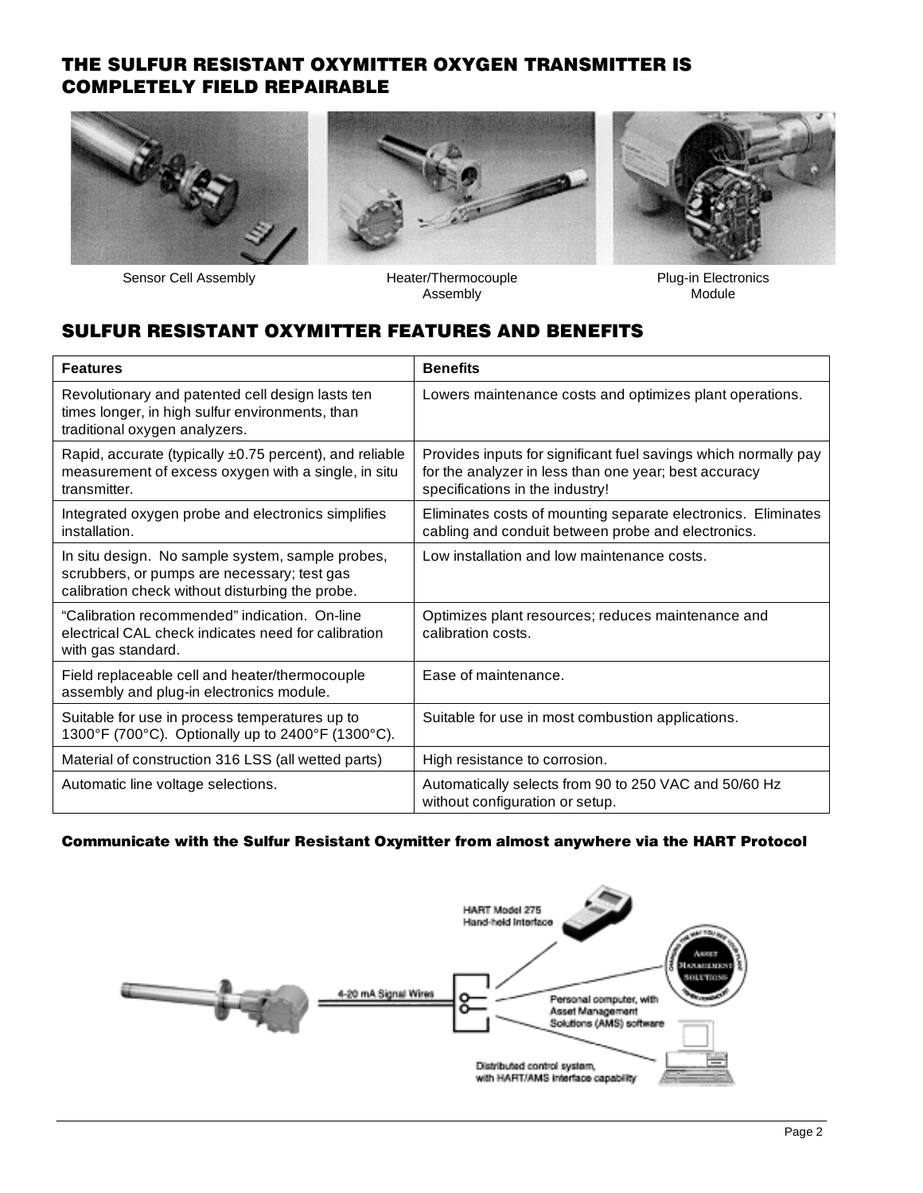## THE SULFUR RESISTANT OXYMITTER OXYGEN TRANSMITTER IS COMPLETELY FIELD REPAIRABLE

Sensor Cell Assembly

Heater/Thermocouple Assembly

Plug-in Electronics Module

## SULFUR RESISTANT OXYMITTER FEATURES AND BENEFITS

| Features | Benefits |
| --- | --- |
| Revolutionary and patented cell design lasts ten times longer, in high sulfur environments, than traditional oxygen analyzers. | Lowers maintenance costs and optimizes plant operations. |
| Rapid, accurate (typically ±0.75 percent), and reliable measurement of excess oxygen with a single, in situ transmitter. | Provides inputs for significant fuel savings which normally pay for the analyzer in less than one year; best accuracy specifications in the industry! |
| Integrated oxygen probe and electronics simplifies installation. | Eliminates costs of mounting separate electronics. Eliminates cabling and conduit between probe and electronics. |
| In situ design. No sample system, sample probes, scrubbers, or pumps are necessary; test gas calibration check without disturbing the probe. | Low installation and low maintenance costs. |
| "Calibration recommended" indication. On-line electrical CAL check indicates need for calibration with gas standard. | Optimizes plant resources; reduces maintenance and calibration costs. |
| Field replaceable cell and heater/thermocouple assembly and plug-in electronics module. | Ease of maintenance. |
| Suitable for use in process temperatures up to 1300°F (700°C). Optionally up to 2400°F (1300°C). | Suitable for use in most combustion applications. |
| Material of construction 316 LSS (all wetted parts) | High resistance to corrosion. |
| Automatic line voltage selections. | Automatically selects from 90 to 250 VAC and 50/60 Hz without configuration or setup. |

#### Communicate with the Sulfur Resistant Oxymitter from almost anywhere via the HART Protocol

4-20 mA Signal Wires

HART Model 275 Hand-held Interface

Personal computer, with Asset Management Solutions (AMS) software

Distributed control system, with HART/AMS interface capability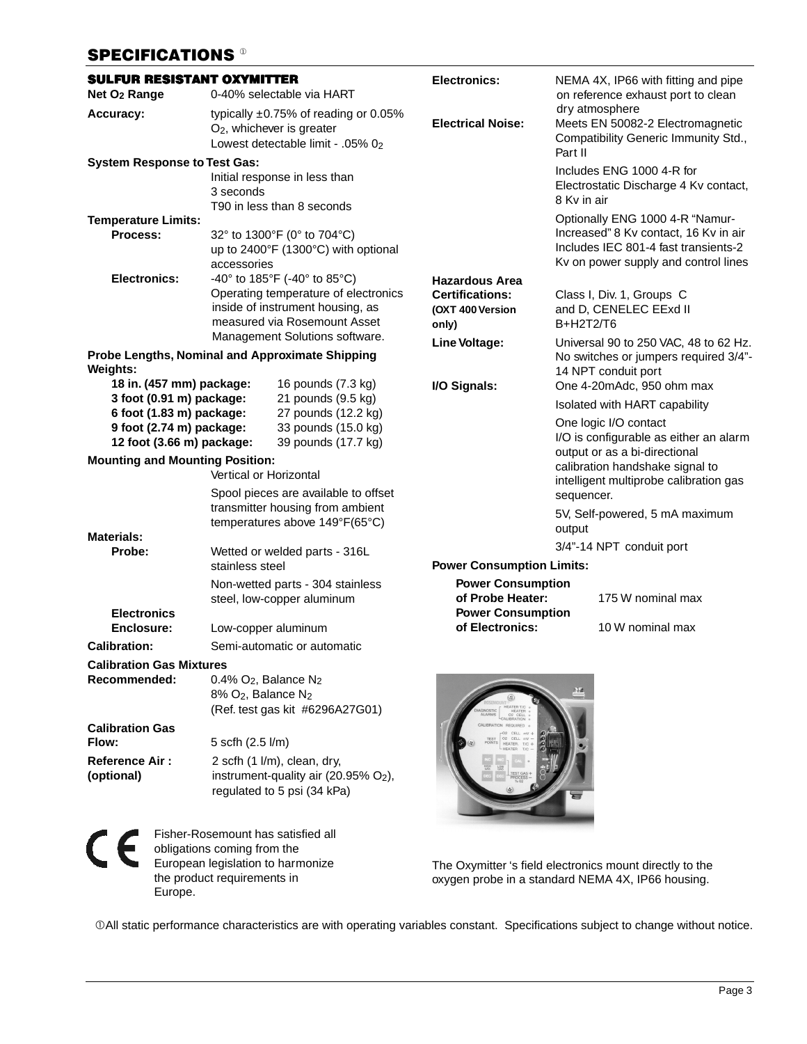## SPECIFICATIONS [1]

### SULFUR RESISTANT OXYMITTER

**Net $O_2$ Range** 0-40% selectable via HART

**Accuracy:** typically ±0.75% of reading or 0.05% $O_2$, whichever is greater
Lowest detectable limit - .05% $0_2$

**System Response to Test Gas:**
Initial response in less than 3 seconds
T90 in less than 8 seconds

**Temperature Limits:**

**Process:** 32° to 1300°F (0° to 704°C)
up to 2400°F (1300°C) with optional accessories

**Electronics:** -40° to 185°F (-40° to 85°C)
Operating temperature of electronics inside of instrument housing, as measured via Rosemount Asset Management Solutions software.

**Probe Lengths, Nominal and Approximate Shipping Weights:**

| | |
|---|---|
| **18 in. (457 mm) package:** | 16 pounds (7.3 kg) |
| **3 foot (0.91 m) package:** | 21 pounds (9.5 kg) |
| **6 foot (1.83 m) package:** | 27 pounds (12.2 kg) |
| **9 foot (2.74 m) package:** | 33 pounds (15.0 kg) |
| **12 foot (3.66 m) package:** | 39 pounds (17.7 kg) |

**Mounting and Mounting Position:**
Vertical or Horizontal

Spool pieces are available to offset transmitter housing from ambient temperatures above 149°F(65°C)

**Materials:**

**Probe:** Wetted or welded parts - 316L stainless steel

Non-wetted parts - 304 stainless steel, low-copper aluminum

**Electronics Enclosure:** Low-copper aluminum

**Calibration:** Semi-automatic or automatic

**Calibration Gas Mixtures Recommended:** 0.4% $O_2$, Balance $N_2$
8% $O_2$, Balance $N_2$
(Ref. test gas kit #6296A27G01)

**Calibration Gas Flow:** 5 scfh (2.5 l/m)

**Reference Air : (optional)** 2 scfh (1 l/m), clean, dry, instrument-quality air (20.95% $O_2$), regulated to 5 psi (34 kPa)

CE Fisher-Rosemount has satisfied all obligations coming from the European legislation to harmonize the product requirements in Europe.

**Electronics:** NEMA 4X, IP66 with fitting and pipe on reference exhaust port to clean dry atmosphere

**Electrical Noise:** Meets EN 50082-2 Electromagnetic Compatibility Generic Immunity Std., Part II

Includes ENG 1000 4-R for Electrostatic Discharge 4 Kv contact, 8 Kv in air

Optionally ENG 1000 4-R "Namur-Increased" 8 Kv contact, 16 Kv in air Includes IEC 801-4 fast transients-2 Kv on power supply and control lines

**Hazardous Area Certifications: (OXT 400 Version only)** Class I, Div. 1, Groups C and D, CENELEC EExd II B+H2T2/T6

**Line Voltage:** Universal 90 to 250 VAC, 48 to 62 Hz. No switches or jumpers required 3/4"-14 NPT conduit port

**I/O Signals:** One 4-20mAdc, 950 ohm max

Isolated with HART capability

One logic I/O contact
I/O is configurable as either an alarm output or as a bi-directional calibration handshake signal to intelligent multiprobe calibration gas sequencer.

5V, Self-powered, 5 mA maximum output

3/4"-14 NPT conduit port

**Power Consumption Limits:**

| | |
|---|---|
| **Power Consumption of Probe Heater:** | 175 W nominal max |
| **Power Consumption of Electronics:** | 10 W nominal max |

The Oxymitter 's field electronics mount directly to the oxygen probe in a standard NEMA 4X, IP66 housing.

[1] All static performance characteristics are with operating variables constant. Specifications subject to change without notice.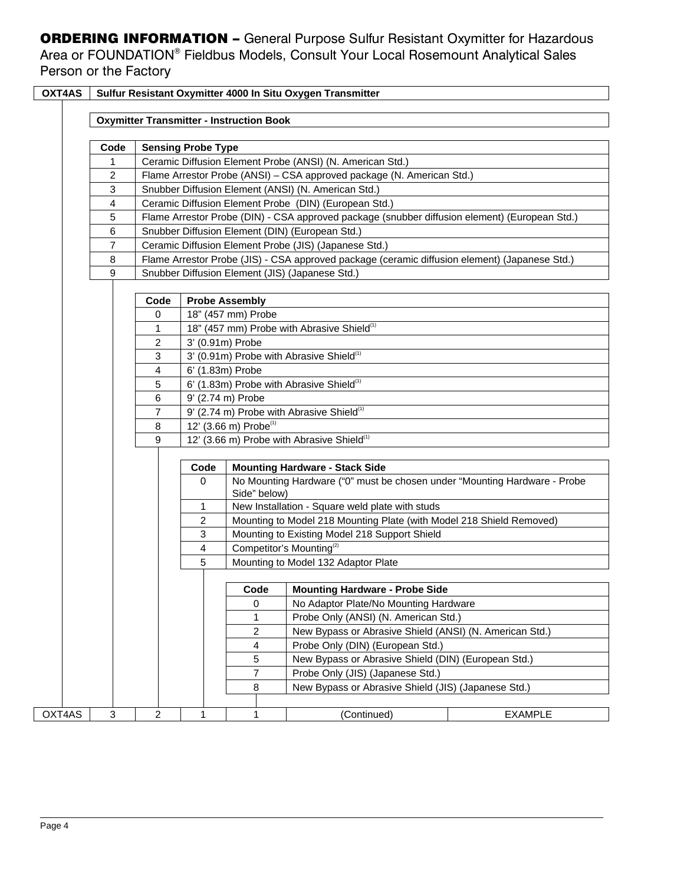## ORDERING INFORMATION – General Purpose Sulfur Resistant Oxymitter for Hazardous Area or FOUNDATION® Fieldbus Models, Consult Your Local Rosemount Analytical Sales Person or the Factory

| OXT4AS | Sulfur Resistant Oxymitter 4000 In Situ Oxygen Transmitter |
|---|---|

**Oxymitter Transmitter - Instruction Book**

| Code | Sensing Probe Type |
|---|---|
| 1 | Ceramic Diffusion Element Probe (ANSI) (N. American Std.) |
| 2 | Flame Arrestor Probe (ANSI) – CSA approved package (N. American Std.) |
| 3 | Snubber Diffusion Element (ANSI) (N. American Std.) |
| 4 | Ceramic Diffusion Element Probe (DIN) (European Std.) |
| 5 | Flame Arrestor Probe (DIN) - CSA approved package (snubber diffusion element) (European Std.) |
| 6 | Snubber Diffusion Element (DIN) (European Std.) |
| 7 | Ceramic Diffusion Element Probe (JIS) (Japanese Std.) |
| 8 | Flame Arrestor Probe (JIS) - CSA approved package (ceramic diffusion element) (Japanese Std.) |
| 9 | Snubber Diffusion Element (JIS) (Japanese Std.) |

| Code | Probe Assembly |
|---|---|
| 0 | 18" (457 mm) Probe |
| 1 | 18" (457 mm) Probe with Abrasive Shield(1) |
| 2 | 3' (0.91m) Probe |
| 3 | 3' (0.91m) Probe with Abrasive Shield(1) |
| 4 | 6' (1.83m) Probe |
| 5 | 6' (1.83m) Probe with Abrasive Shield(1) |
| 6 | 9' (2.74 m) Probe |
| 7 | 9' (2.74 m) Probe with Abrasive Shield(1) |
| 8 | 12' (3.66 m) Probe(1) |
| 9 | 12' (3.66 m) Probe with Abrasive Shield(1) |

| Code | Mounting Hardware - Stack Side |
|---|---|
| 0 | No Mounting Hardware ("0" must be chosen under "Mounting Hardware - Probe Side" below) |
| 1 | New Installation - Square weld plate with studs |
| 2 | Mounting to Model 218 Mounting Plate (with Model 218 Shield Removed) |
| 3 | Mounting to Existing Model 218 Support Shield |
| 4 | Competitor's Mounting(2) |
| 5 | Mounting to Model 132 Adaptor Plate |

| Code | Mounting Hardware - Probe Side |
|---|---|
| 0 | No Adaptor Plate/No Mounting Hardware |
| 1 | Probe Only (ANSI) (N. American Std.) |
| 2 | New Bypass or Abrasive Shield (ANSI) (N. American Std.) |
| 4 | Probe Only (DIN) (European Std.) |
| 5 | New Bypass or Abrasive Shield (DIN) (European Std.) |
| 7 | Probe Only (JIS) (Japanese Std.) |
| 8 | New Bypass or Abrasive Shield (JIS) (Japanese Std.) |

| OXT4AS | 3 | 2 | 1 | 1 | (Continued) | EXAMPLE |
|---|---|---|---|---|---|---|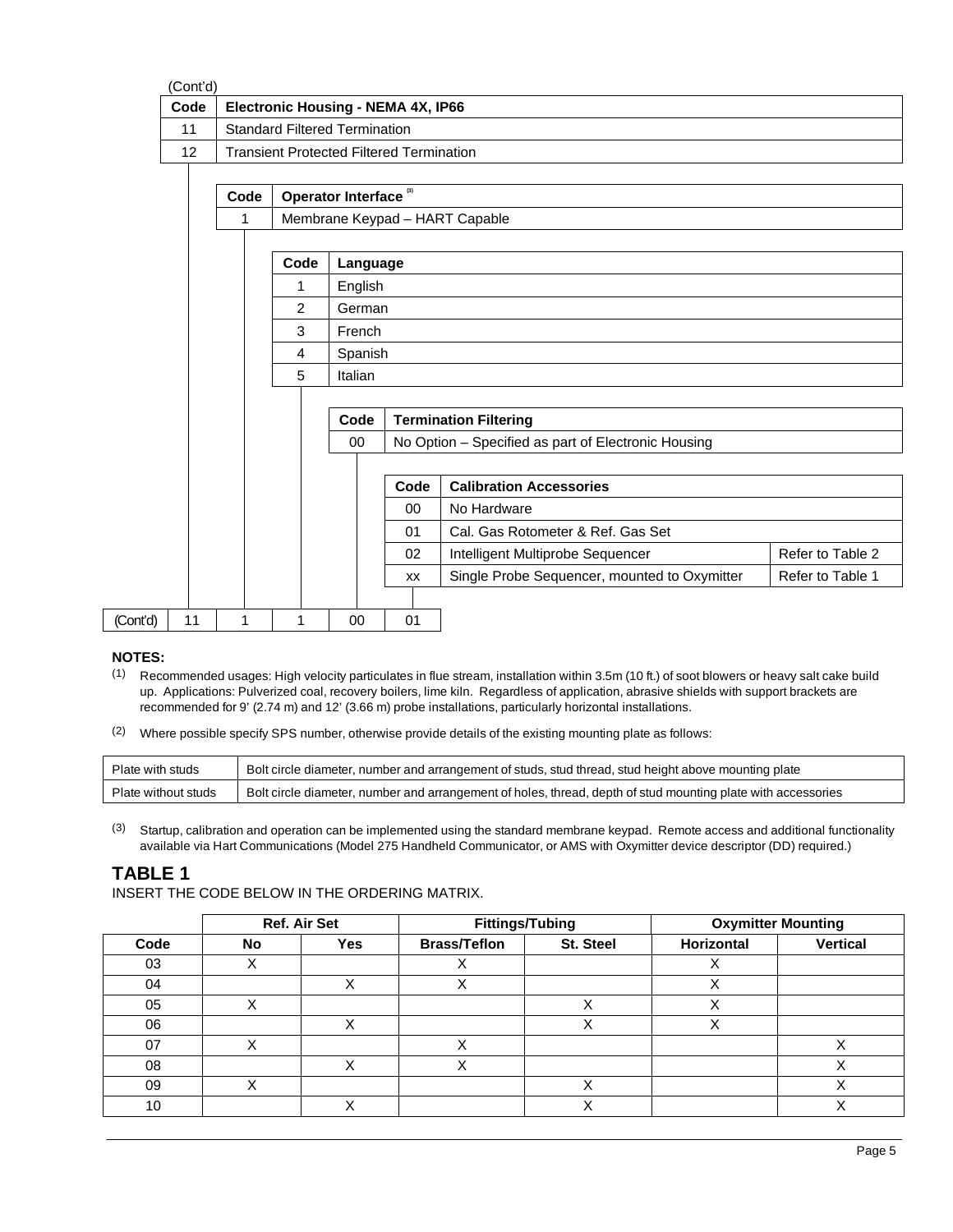(Cont'd)

| Code | Electronic Housing - NEMA 4X, IP66 |
|---|---|
| 11 | Standard Filtered Termination |
| 12 | Transient Protected Filtered Termination |

| Code | Operator Interface [3] |
|---|---|
| 1 | Membrane Keypad – HART Capable |

| Code | Language |
|---|---|
| 1 | English |
| 2 | German |
| 3 | French |
| 4 | Spanish |
| 5 | Italian |

| Code | Termination Filtering |
|---|---|
| 00 | No Option – Specified as part of Electronic Housing |

| Code | Calibration Accessories | |
|---|---|---|
| 00 | No Hardware | |
| 01 | Cal. Gas Rotometer & Ref. Gas Set | |
| 02 | Intelligent Multiprobe Sequencer | Refer to Table 2 |
| xx | Single Probe Sequencer, mounted to Oxymitter | Refer to Table 1 |

| (Cont'd) | 11 | 1 | 1 | 00 | 01 |
|---|---|---|---|---|---|

**NOTES:**

(1) Recommended usages: High velocity particulates in flue stream, installation within 3.5m (10 ft.) of soot blowers or heavy salt cake build up. Applications: Pulverized coal, recovery boilers, lime kiln. Regardless of application, abrasive shields with support brackets are recommended for 9' (2.74 m) and 12' (3.66 m) probe installations, particularly horizontal installations.

(2) Where possible specify SPS number, otherwise provide details of the existing mounting plate as follows:

| Plate with studs | Bolt circle diameter, number and arrangement of studs, stud thread, stud height above mounting plate |
|---|---|
| Plate without studs | Bolt circle diameter, number and arrangement of holes, thread, depth of stud mounting plate with accessories |

(3) Startup, calibration and operation can be implemented using the standard membrane keypad. Remote access and additional functionality available via Hart Communications (Model 275 Handheld Communicator, or AMS with Oxymitter device descriptor (DD) required.)

## TABLE 1

INSERT THE CODE BELOW IN THE ORDERING MATRIX.

| | Ref. Air Set | | Fittings/Tubing | | Oxymitter Mounting | |
|---|---|---|---|---|---|---|
| **Code** | **No** | **Yes** | **Brass/Teflon** | **St. Steel** | **Horizontal** | **Vertical** |
| 03 | X | | X | | X | |
| 04 | | X | X | | X | |
| 05 | X | | | X | X | |
| 06 | | X | | X | X | |
| 07 | X | | X | | | X |
| 08 | | X | X | | | X |
| 09 | X | | | X | | X |
| 10 | | X | | X | | X |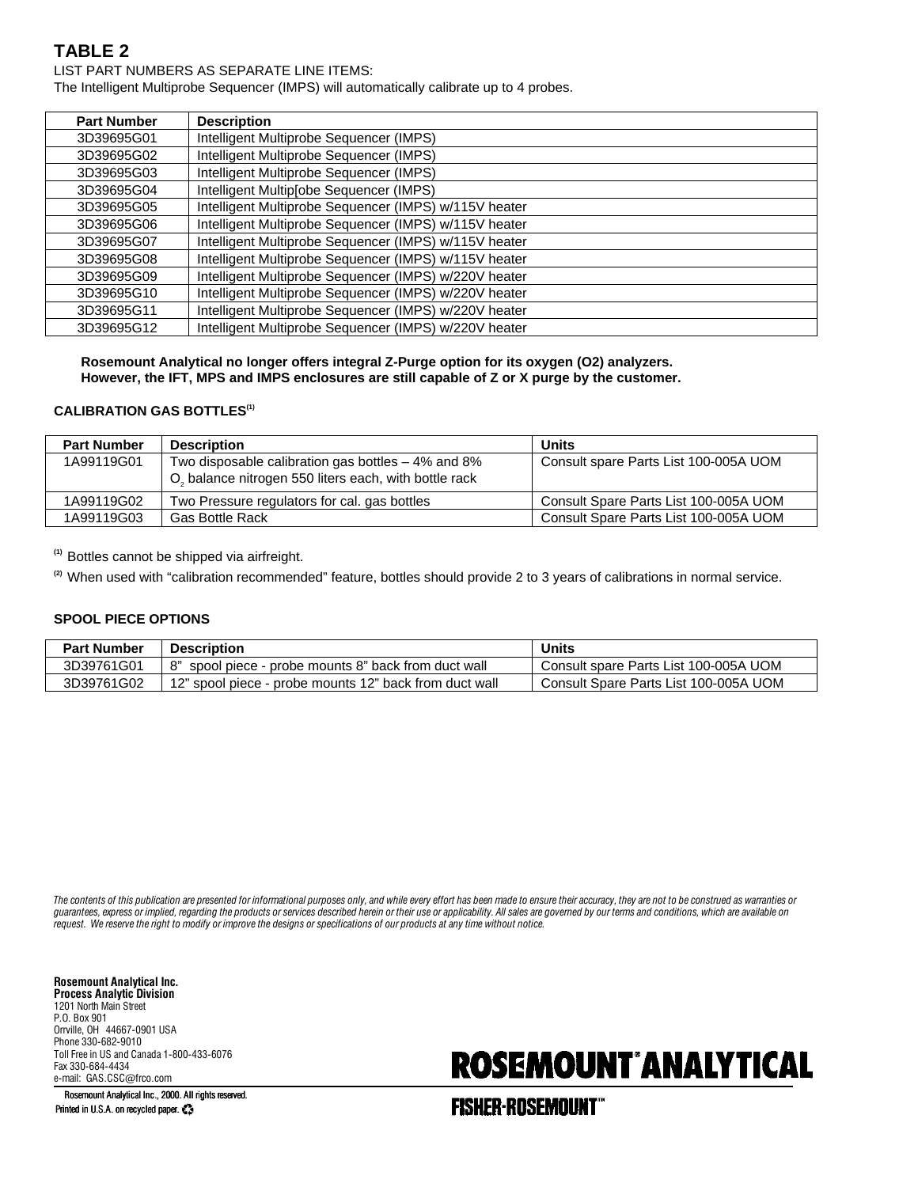## TABLE 2

LIST PART NUMBERS AS SEPARATE LINE ITEMS:
The Intelligent Multiprobe Sequencer (IMPS) will automatically calibrate up to 4 probes.

| Part Number | Description |
|---|---|
| 3D39695G01 | Intelligent Multiprobe Sequencer (IMPS) |
| 3D39695G02 | Intelligent Multiprobe Sequencer (IMPS) |
| 3D39695G03 | Intelligent Multiprobe Sequencer (IMPS) |
| 3D39695G04 | Intelligent Multip[obe Sequencer (IMPS) |
| 3D39695G05 | Intelligent Multiprobe Sequencer (IMPS) w/115V heater |
| 3D39695G06 | Intelligent Multiprobe Sequencer (IMPS) w/115V heater |
| 3D39695G07 | Intelligent Multiprobe Sequencer (IMPS) w/115V heater |
| 3D39695G08 | Intelligent Multiprobe Sequencer (IMPS) w/115V heater |
| 3D39695G09 | Intelligent Multiprobe Sequencer (IMPS) w/220V heater |
| 3D39695G10 | Intelligent Multiprobe Sequencer (IMPS) w/220V heater |
| 3D39695G11 | Intelligent Multiprobe Sequencer (IMPS) w/220V heater |
| 3D39695G12 | Intelligent Multiprobe Sequencer (IMPS) w/220V heater |

**Rosemount Analytical no longer offers integral Z-Purge option for its oxygen (O2) analyzers. However, the IFT, MPS and IMPS enclosures are still capable of Z or X purge by the customer.**

### CALIBRATION GAS BOTTLES[1]

| Part Number | Description | Units |
|---|---|---|
| 1A99119G01 | Two disposable calibration gas bottles – 4% and 8% $O_2$ balance nitrogen 550 liters each, with bottle rack | Consult spare Parts List 100-005A UOM |
| 1A99119G02 | Two Pressure regulators for cal. gas bottles | Consult Spare Parts List 100-005A UOM |
| 1A99119G03 | Gas Bottle Rack | Consult Spare Parts List 100-005A UOM |

[1] Bottles cannot be shipped via airfreight.

[2] When used with "calibration recommended" feature, bottles should provide 2 to 3 years of calibrations in normal service.

### SPOOL PIECE OPTIONS

| Part Number | Description | Units |
|---|---|---|
| 3D39761G01 | 8" spool piece - probe mounts 8" back from duct wall | Consult spare Parts List 100-005A UOM |
| 3D39761G02 | 12" spool piece - probe mounts 12" back from duct wall | Consult Spare Parts List 100-005A UOM |

*The contents of this publication are presented for informational purposes only, and while every effort has been made to ensure their accuracy, they are not to be construed as warranties or guarantees, express or implied, regarding the products or services described herein or their use or applicability. All sales are governed by our terms and conditions, which are available on request. We reserve the right to modify or improve the designs or specifications of our products at any time without notice.*

**Rosemount Analytical Inc.**
**Process Analytic Division**
1201 North Main Street
P.O. Box 901
Orrville, OH 44667-0901 USA
Phone 330-682-9010
Toll Free in US and Canada 1-800-433-6076
Fax 330-684-4434
e-mail: GAS.CSC@frco.com

Rosemount Analytical Inc., 2000. All rights reserved.
Printed in U.S.A. on recycled paper.

**ROSEMOUNT® ANALYTICAL**

**FISHER-ROSEMOUNT™**